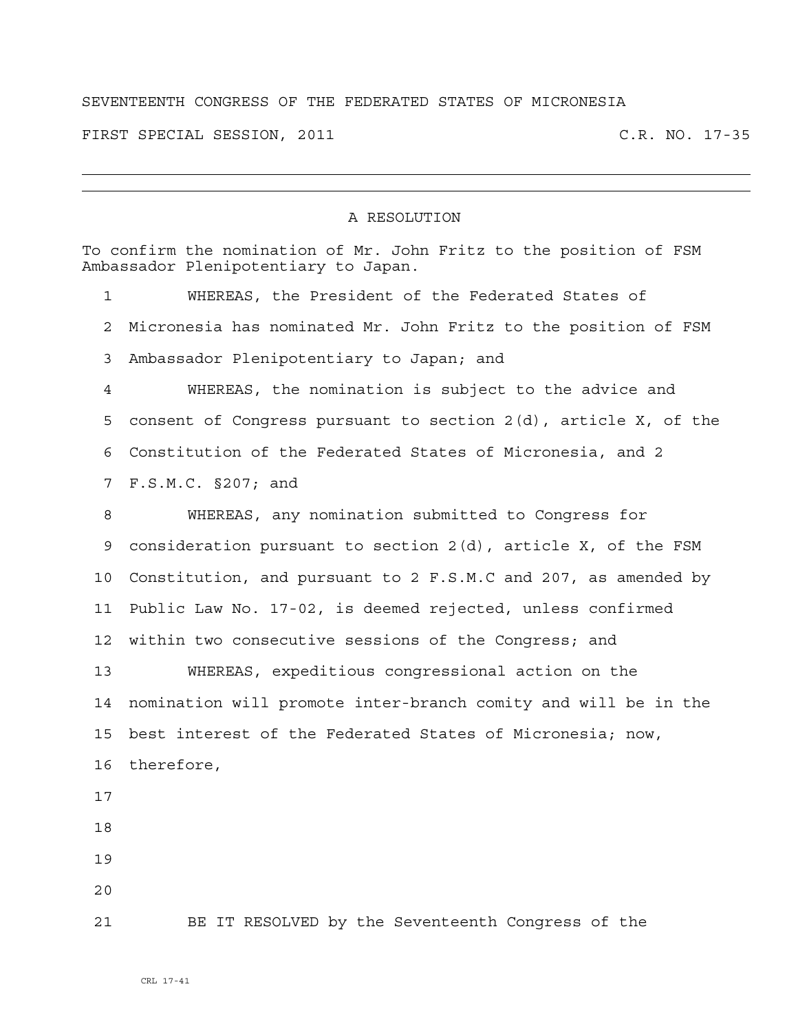SEVENTEENTH CONGRESS OF THE FEDERATED STATES OF MICRONESIA

FIRST SPECIAL SESSION, 2011 C.R. NO. 17-35

---

## A RESOLUTION

To confirm the nomination of Mr. John Fritz to the position of FSM Ambassador Plenipotentiary to Japan.

1 WHEREAS, the President of the Federated States of
2 Micronesia has nominated Mr. John Fritz to the position of FSM
3 Ambassador Plenipotentiary to Japan; and
4 WHEREAS, the nomination is subject to the advice and
5 consent of Congress pursuant to section 2(d), article X, of the
6 Constitution of the Federated States of Micronesia, and 2
7 F.S.M.C. §207; and
8 WHEREAS, any nomination submitted to Congress for
9 consideration pursuant to section 2(d), article X, of the FSM
10 Constitution, and pursuant to 2 F.S.M.C and 207, as amended by
11 Public Law No. 17-02, is deemed rejected, unless confirmed
12 within two consecutive sessions of the Congress; and
13 WHEREAS, expeditious congressional action on the
14 nomination will promote inter-branch comity and will be in the
15 best interest of the Federated States of Micronesia; now,
16 therefore,
17
18
19
20
21 BE IT RESOLVED by the Seventeenth Congress of the

CRL 17-41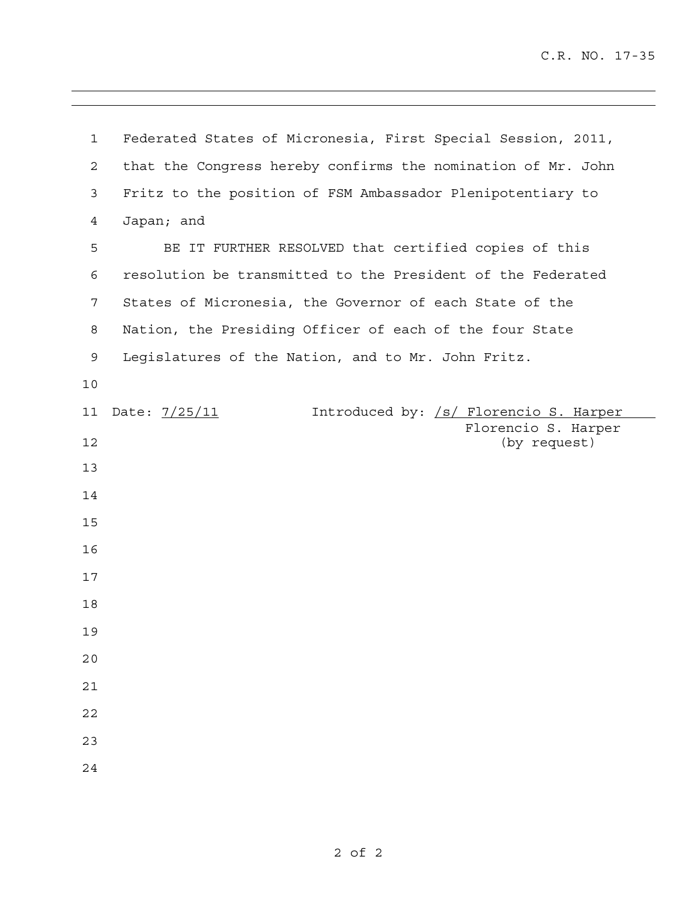Federated States of Micronesia, First Special Session, 2011, that the Congress hereby confirms the nomination of Mr. John Fritz to the position of FSM Ambassador Plenipotentiary to Japan; and

BE IT FURTHER RESOLVED that certified copies of this resolution be transmitted to the President of the Federated States of Micronesia, the Governor of each State of the Nation, the Presiding Officer of each of the four State Legislatures of the Nation, and to Mr. John Fritz.

Date: 7/25/11

Introduced by: /s/ Florencio S. Harper
Florencio S. Harper
(by request)